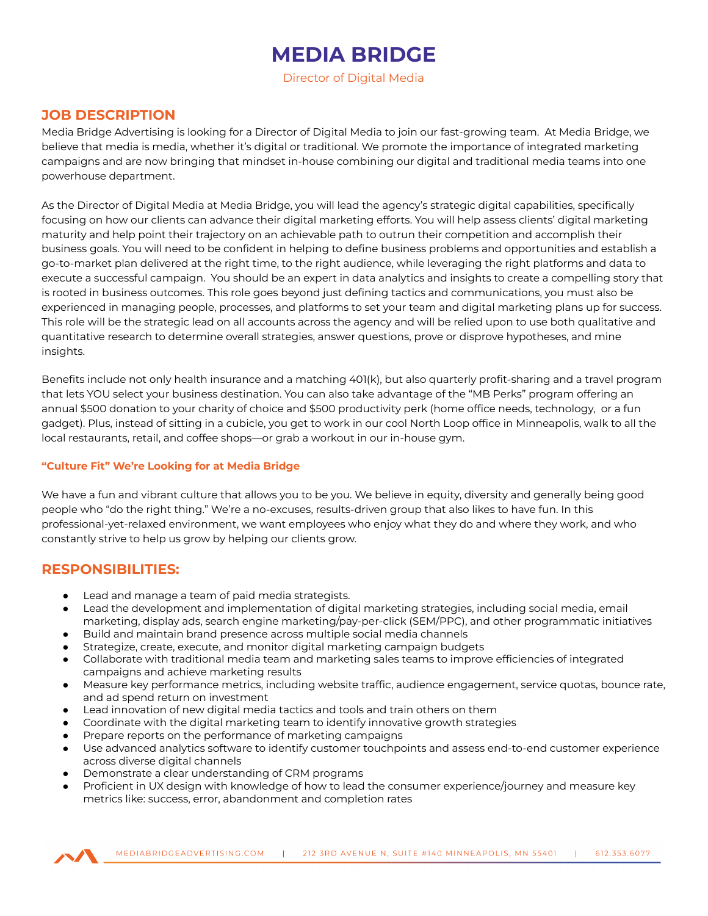# MEDIA BRIDGE

Director of Digital Media

## JOB DESCRIPTION

Media Bridge Advertising is looking for a Director of Digital Media to join our fast-growing team. At Media Bridge, we believe that media is media, whether it's digital or traditional. We promote the importance of integrated marketing campaigns and are now bringing that mindset in-house combining our digital and traditional media teams into one powerhouse department.

As the Director of Digital Media at Media Bridge, you will lead the agency's strategic digital capabilities, specifically focusing on how our clients can advance their digital marketing efforts. You will help assess clients' digital marketing maturity and help point their trajectory on an achievable path to outrun their competition and accomplish their business goals. You will need to be confident in helping to define business problems and opportunities and establish a go-to-market plan delivered at the right time, to the right audience, while leveraging the right platforms and data to execute a successful campaign. You should be an expert in data analytics and insights to create a compelling story that is rooted in business outcomes. This role goes beyond just defining tactics and communications, you must also be experienced in managing people, processes, and platforms to set your team and digital marketing plans up for success. This role will be the strategic lead on all accounts across the agency and will be relied upon to use both qualitative and quantitative research to determine overall strategies, answer questions, prove or disprove hypotheses, and mine insights.

Benefits include not only health insurance and a matching 401(k), but also quarterly profit-sharing and a travel program that lets YOU select your business destination. You can also take advantage of the "MB Perks" program offering an annual $500 donation to your charity of choice and $500 productivity perk (home office needs, technology, or a fun gadget). Plus, instead of sitting in a cubicle, you get to work in our cool North Loop office in Minneapolis, walk to all the local restaurants, retail, and coffee shops—or grab a workout in our in-house gym.

#### "Culture Fit" We're Looking for at Media Bridge

We have a fun and vibrant culture that allows you to be you. We believe in equity, diversity and generally being good people who "do the right thing." We're a no-excuses, results-driven group that also likes to have fun. In this professional-yet-relaxed environment, we want employees who enjoy what they do and where they work, and who constantly strive to help us grow by helping our clients grow.

## RESPONSIBILITIES:

- Lead and manage a team of paid media strategists.
- Lead the development and implementation of digital marketing strategies, including social media, email marketing, display ads, search engine marketing/pay-per-click (SEM/PPC), and other programmatic initiatives
- Build and maintain brand presence across multiple social media channels
- Strategize, create, execute, and monitor digital marketing campaign budgets
- Collaborate with traditional media team and marketing sales teams to improve efficiencies of integrated campaigns and achieve marketing results
- Measure key performance metrics, including website traffic, audience engagement, service quotas, bounce rate, and ad spend return on investment
- Lead innovation of new digital media tactics and tools and train others on them
- Coordinate with the digital marketing team to identify innovative growth strategies
- Prepare reports on the performance of marketing campaigns
- Use advanced analytics software to identify customer touchpoints and assess end-to-end customer experience across diverse digital channels
- Demonstrate a clear understanding of CRM programs
- Proficient in UX design with knowledge of how to lead the consumer experience/journey and measure key metrics like: success, error, abandonment and completion rates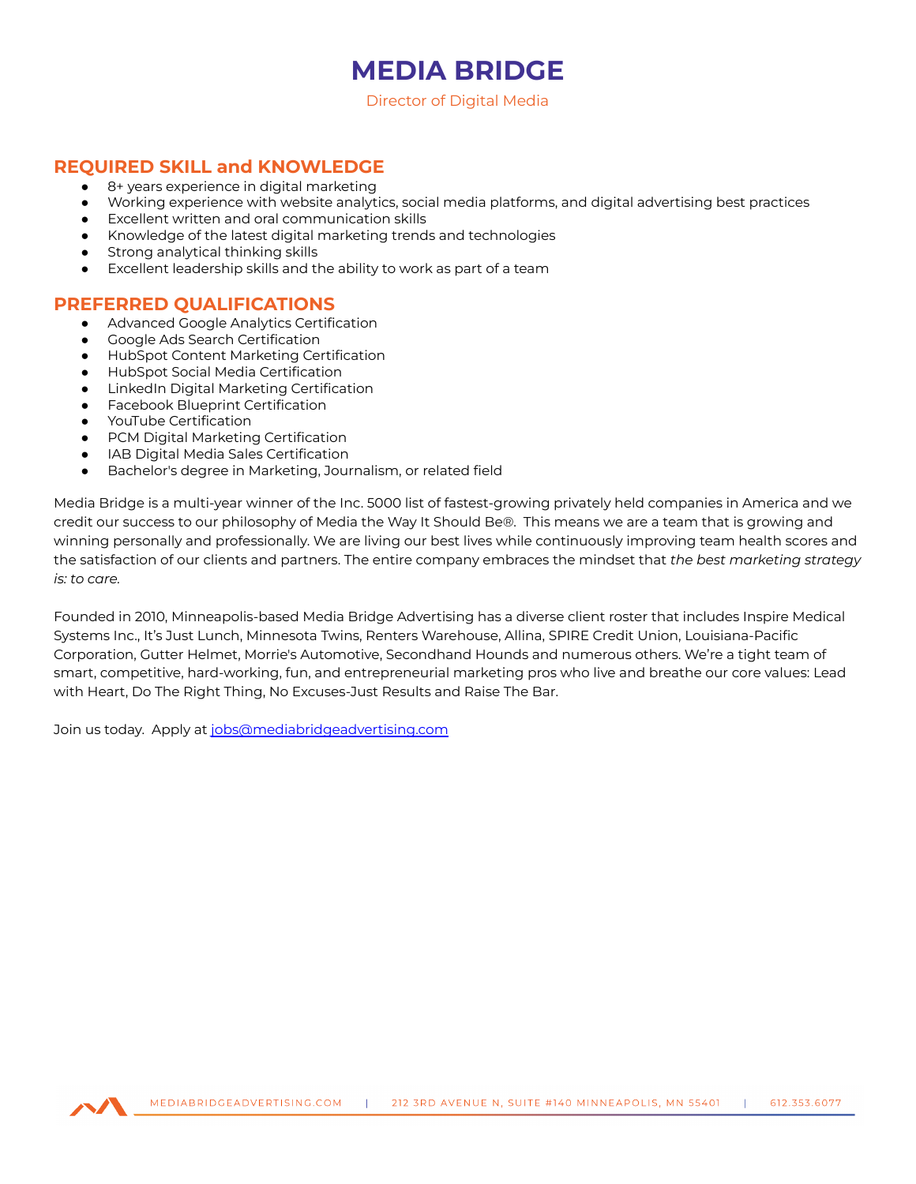# MEDIA BRIDGE

Director of Digital Media

## REQUIRED SKILL and KNOWLEDGE

- 8+ years experience in digital marketing
- Working experience with website analytics, social media platforms, and digital advertising best practices
- Excellent written and oral communication skills
- Knowledge of the latest digital marketing trends and technologies
- Strong analytical thinking skills
- Excellent leadership skills and the ability to work as part of a team

## PREFERRED QUALIFICATIONS

- Advanced Google Analytics Certification
- Google Ads Search Certification
- HubSpot Content Marketing Certification
- HubSpot Social Media Certification
- LinkedIn Digital Marketing Certification
- Facebook Blueprint Certification
- YouTube Certification
- PCM Digital Marketing Certification
- IAB Digital Media Sales Certification
- Bachelor's degree in Marketing, Journalism, or related field

Media Bridge is a multi-year winner of the Inc. 5000 list of fastest-growing privately held companies in America and we credit our success to our philosophy of Media the Way It Should Be®. This means we are a team that is growing and winning personally and professionally. We are living our best lives while continuously improving team health scores and the satisfaction of our clients and partners. The entire company embraces the mindset that *the best marketing strategy is: to care.*

Founded in 2010, Minneapolis-based Media Bridge Advertising has a diverse client roster that includes Inspire Medical Systems Inc., It's Just Lunch, Minnesota Twins, Renters Warehouse, Allina, SPIRE Credit Union, Louisiana-Pacific Corporation, Gutter Helmet, Morrie's Automotive, Secondhand Hounds and numerous others. We're a tight team of smart, competitive, hard-working, fun, and entrepreneurial marketing pros who live and breathe our core values: Lead with Heart, Do The Right Thing, No Excuses-Just Results and Raise The Bar.

Join us today. Apply at jobs@mediabridgeadvertising.com

MEDIABRIDGEADVERTISING.COM | 212 3RD AVENUE N, SUITE #140 MINNEAPOLIS, MN 55401 | 612.353.6077